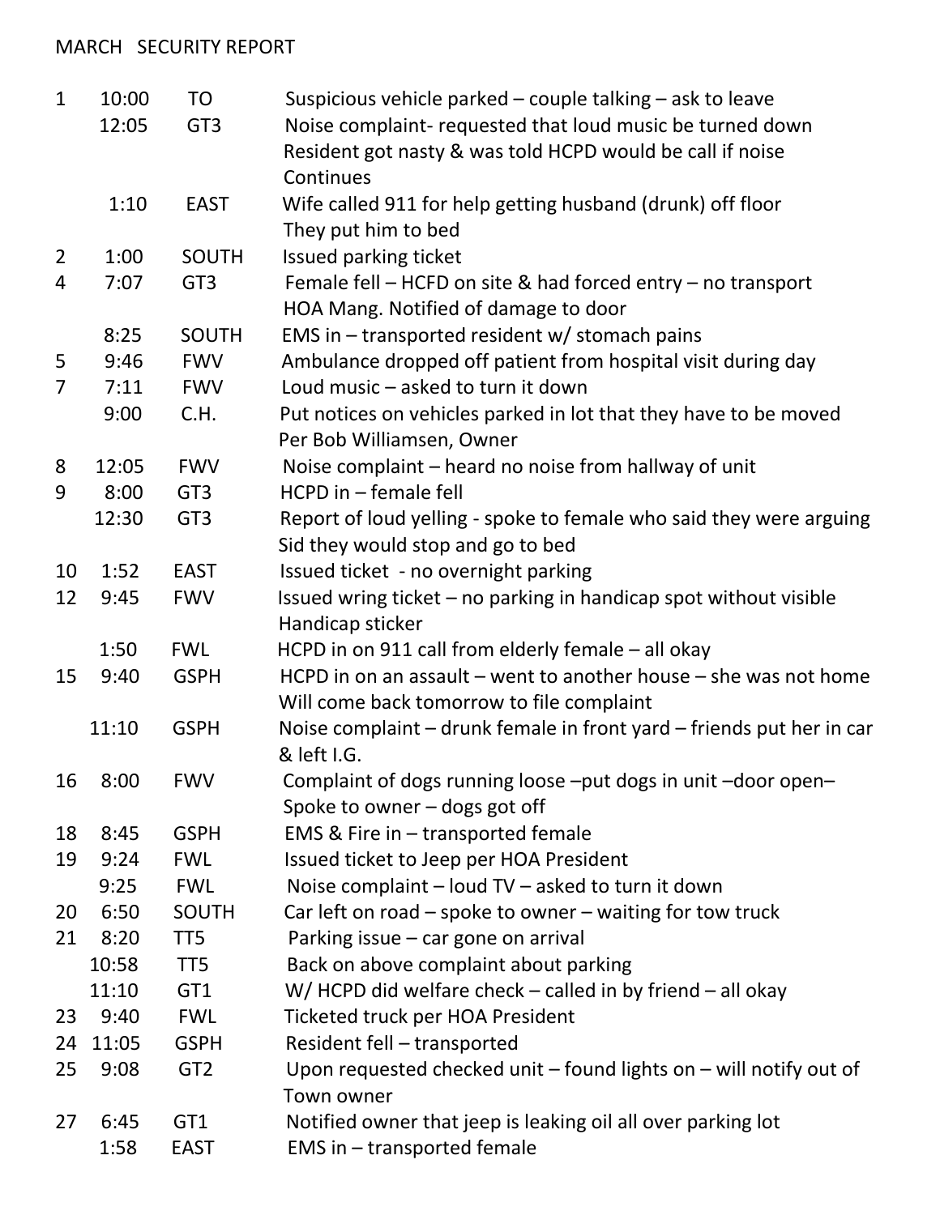MARCH SECURITY REPORT

| Date | Time | Location | Description |
|---|---|---|---|
| 1 | 10:00 | TO | Suspicious vehicle parked – couple talking – ask to leave |
| | 12:05 | GT3 | Noise complaint- requested that loud music be turned down Resident got nasty & was told HCPD would be call if noise Continues |
| | 1:10 | EAST | Wife called 911 for help getting husband (drunk) off floor They put him to bed |
| 2 | 1:00 | SOUTH | Issued parking ticket |
| 4 | 7:07 | GT3 | Female fell – HCFD on site & had forced entry – no transport HOA Mang. Notified of damage to door |
| | 8:25 | SOUTH | EMS in – transported resident w/ stomach pains |
| 5 | 9:46 | FWV | Ambulance dropped off patient from hospital visit during day |
| 7 | 7:11 | FWV | Loud music – asked to turn it down |
| | 9:00 | C.H. | Put notices on vehicles parked in lot that they have to be moved Per Bob Williamsen, Owner |
| 8 | 12:05 | FWV | Noise complaint – heard no noise from hallway of unit |
| 9 | 8:00 | GT3 | HCPD in – female fell |
| | 12:30 | GT3 | Report of loud yelling - spoke to female who said they were arguing Sid they would stop and go to bed |
| 10 | 1:52 | EAST | Issued ticket - no overnight parking |
| 12 | 9:45 | FWV | Issued wring ticket – no parking in handicap spot without visible Handicap sticker |
| | 1:50 | FWL | HCPD in on 911 call from elderly female – all okay |
| 15 | 9:40 | GSPH | HCPD in on an assault – went to another house – she was not home Will come back tomorrow to file complaint |
| | 11:10 | GSPH | Noise complaint – drunk female in front yard – friends put her in car & left I.G. |
| 16 | 8:00 | FWV | Complaint of dogs running loose –put dogs in unit –door open– Spoke to owner – dogs got off |
| 18 | 8:45 | GSPH | EMS & Fire in – transported female |
| 19 | 9:24 | FWL | Issued ticket to Jeep per HOA President |
| | 9:25 | FWL | Noise complaint – loud TV – asked to turn it down |
| 20 | 6:50 | SOUTH | Car left on road – spoke to owner – waiting for tow truck |
| 21 | 8:20 | TT5 | Parking issue – car gone on arrival |
| | 10:58 | TT5 | Back on above complaint about parking |
| | 11:10 | GT1 | W/ HCPD did welfare check – called in by friend – all okay |
| 23 | 9:40 | FWL | Ticketed truck per HOA President |
| 24 | 11:05 | GSPH | Resident fell – transported |
| 25 | 9:08 | GT2 | Upon requested checked unit – found lights on – will notify out of Town owner |
| 27 | 6:45 | GT1 | Notified owner that jeep is leaking oil all over parking lot |
| | 1:58 | EAST | EMS in – transported female |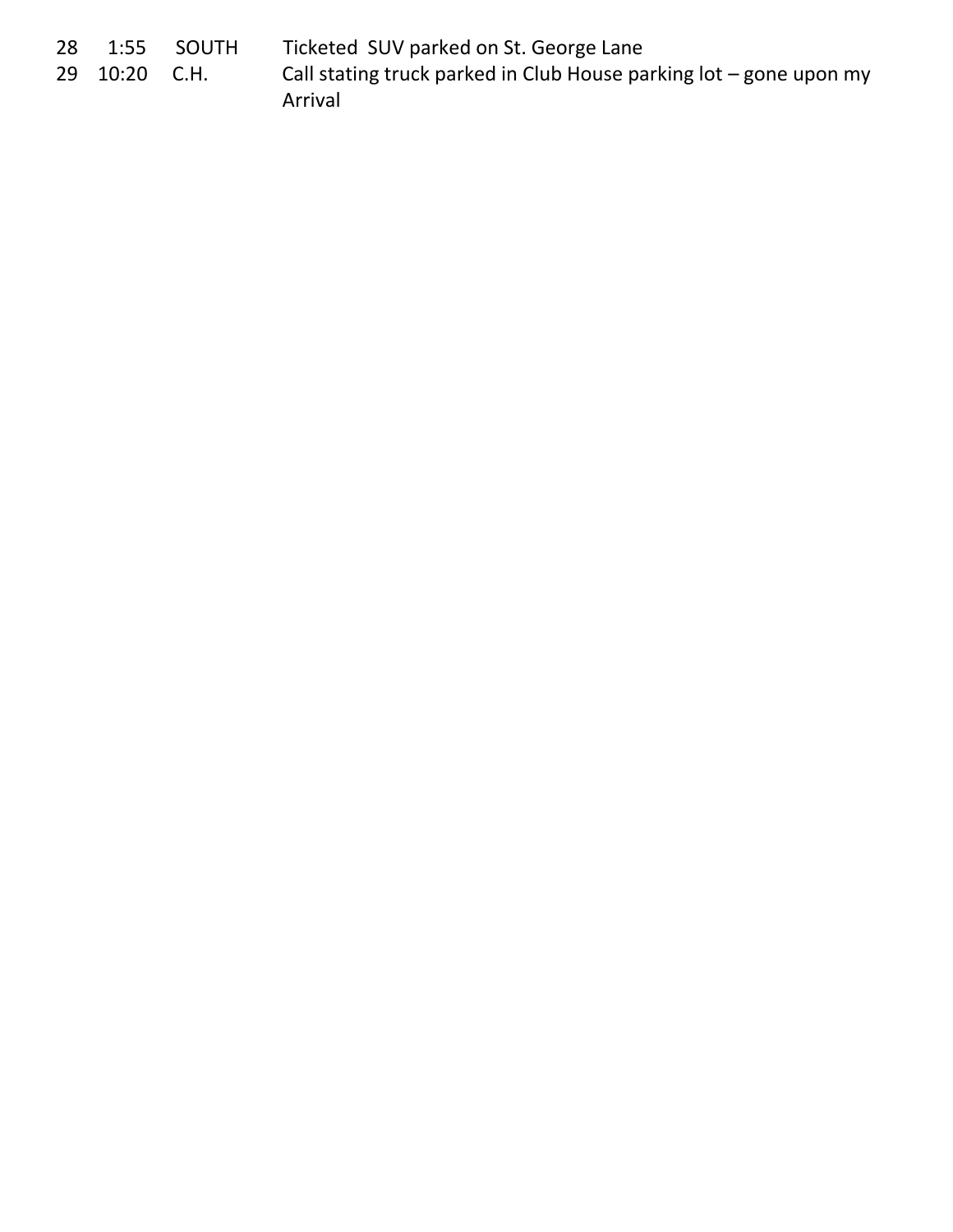| | | | |
|---|---|---|---|
| 28 | 1:55 | SOUTH | Ticketed SUV parked on St. George Lane |
| 29 | 10:20 | C.H. | Call stating truck parked in Club House parking lot – gone upon my Arrival |